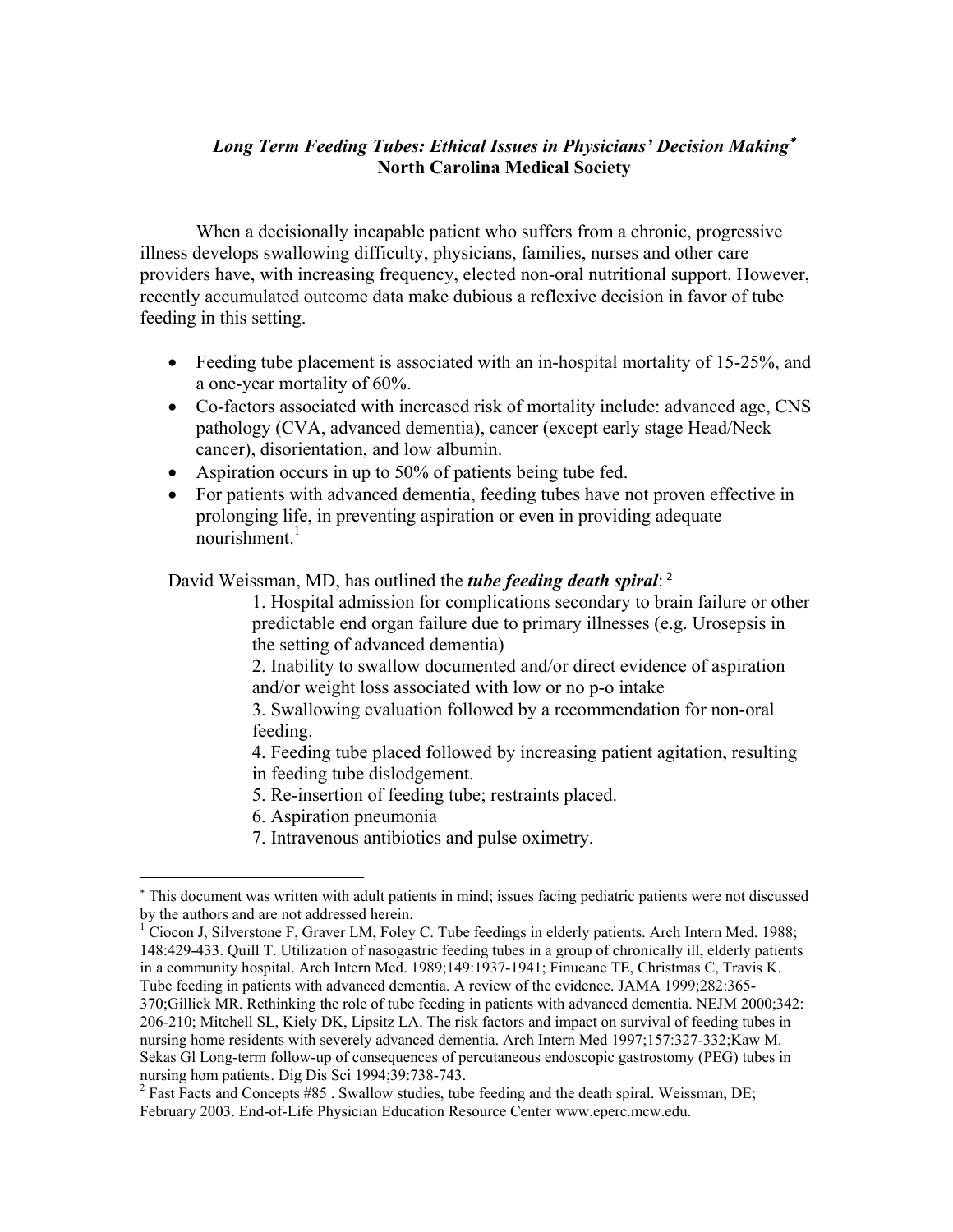## *Long Term Feeding Tubes: Ethical Issues in Physicians' Decision Making*[*]
**North Carolina Medical Society**

When a decisionally incapable patient who suffers from a chronic, progressive illness develops swallowing difficulty, physicians, families, nurses and other care providers have, with increasing frequency, elected non-oral nutritional support. However, recently accumulated outcome data make dubious a reflexive decision in favor of tube feeding in this setting.

- Feeding tube placement is associated with an in-hospital mortality of 15-25%, and a one-year mortality of 60%.
- Co-factors associated with increased risk of mortality include: advanced age, CNS pathology (CVA, advanced dementia), cancer (except early stage Head/Neck cancer), disorientation, and low albumin.
- Aspiration occurs in up to 50% of patients being tube fed.
- For patients with advanced dementia, feeding tubes have not proven effective in prolonging life, in preventing aspiration or even in providing adequate nourishment.[1]

David Weissman, MD, has outlined the ***tube feeding death spiral***: [2]

1. Hospital admission for complications secondary to brain failure or other predictable end organ failure due to primary illnesses (e.g. Urosepsis in the setting of advanced dementia)
2. Inability to swallow documented and/or direct evidence of aspiration and/or weight loss associated with low or no p-o intake
3. Swallowing evaluation followed by a recommendation for non-oral feeding.
4. Feeding tube placed followed by increasing patient agitation, resulting in feeding tube dislodgement.
5. Re-insertion of feeding tube; restraints placed.
6. Aspiration pneumonia
7. Intravenous antibiotics and pulse oximetry.

---

[*] This document was written with adult patients in mind; issues facing pediatric patients were not discussed by the authors and are not addressed herein.

[1] Ciocon J, Silverstone F, Graver LM, Foley C. Tube feedings in elderly patients. Arch Intern Med. 1988; 148:429-433. Quill T. Utilization of nasogastric feeding tubes in a group of chronically ill, elderly patients in a community hospital. Arch Intern Med. 1989;149:1937-1941; Finucane TE, Christmas C, Travis K. Tube feeding in patients with advanced dementia. A review of the evidence. JAMA 1999;282:365-370;Gillick MR. Rethinking the role of tube feeding in patients with advanced dementia. NEJM 2000;342: 206-210; Mitchell SL, Kiely DK, Lipsitz LA. The risk factors and impact on survival of feeding tubes in nursing home residents with severely advanced dementia. Arch Intern Med 1997;157:327-332;Kaw M. Sekas Gl Long-term follow-up of consequences of percutaneous endoscopic gastrostomy (PEG) tubes in nursing hom patients. Dig Dis Sci 1994;39:738-743.

[2] Fast Facts and Concepts #85 . Swallow studies, tube feeding and the death spiral. Weissman, DE; February 2003. End-of-Life Physician Education Resource Center www.eperc.mcw.edu.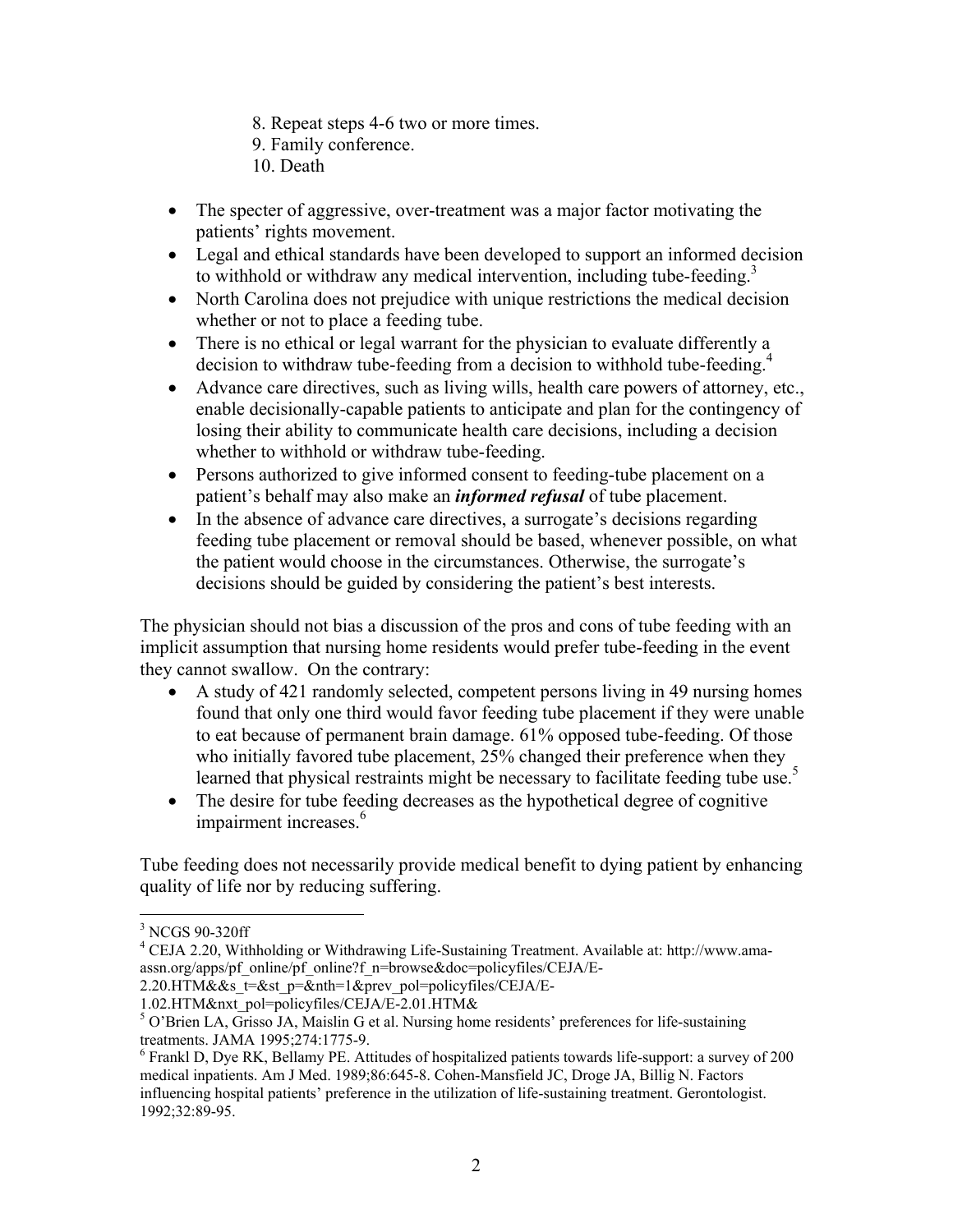8. Repeat steps 4-6 two or more times.
9. Family conference.
10. Death

- The specter of aggressive, over-treatment was a major factor motivating the patients' rights movement.
- Legal and ethical standards have been developed to support an informed decision to withhold or withdraw any medical intervention, including tube-feeding.[3]
- North Carolina does not prejudice with unique restrictions the medical decision whether or not to place a feeding tube.
- There is no ethical or legal warrant for the physician to evaluate differently a decision to withdraw tube-feeding from a decision to withhold tube-feeding.[4]
- Advance care directives, such as living wills, health care powers of attorney, etc., enable decisionally-capable patients to anticipate and plan for the contingency of losing their ability to communicate health care decisions, including a decision whether to withhold or withdraw tube-feeding.
- Persons authorized to give informed consent to feeding-tube placement on a patient's behalf may also make an ***informed refusal*** of tube placement.
- In the absence of advance care directives, a surrogate's decisions regarding feeding tube placement or removal should be based, whenever possible, on what the patient would choose in the circumstances. Otherwise, the surrogate's decisions should be guided by considering the patient's best interests.

The physician should not bias a discussion of the pros and cons of tube feeding with an implicit assumption that nursing home residents would prefer tube-feeding in the event they cannot swallow. On the contrary:

- A study of 421 randomly selected, competent persons living in 49 nursing homes found that only one third would favor feeding tube placement if they were unable to eat because of permanent brain damage. 61% opposed tube-feeding. Of those who initially favored tube placement, 25% changed their preference when they learned that physical restraints might be necessary to facilitate feeding tube use.[5]
- The desire for tube feeding decreases as the hypothetical degree of cognitive impairment increases.[6]

Tube feeding does not necessarily provide medical benefit to dying patient by enhancing quality of life nor by reducing suffering.

---

[3] NCGS 90-320ff

[4] CEJA 2.20, Withholding or Withdrawing Life-Sustaining Treatment. Available at: http://www.ama-assn.org/apps/pf_online/pf_online?f_n=browse&doc=policyfiles/CEJA/E-2.20.HTM&&s_t=&st_p=&nth=1&prev_pol=policyfiles/CEJA/E-1.02.HTM&nxt_pol=policyfiles/CEJA/E-2.01.HTM&

[5] O'Brien LA, Grisso JA, Maislin G et al. Nursing home residents' preferences for life-sustaining treatments. JAMA 1995;274:1775-9.

[6] Frankl D, Dye RK, Bellamy PE. Attitudes of hospitalized patients towards life-support: a survey of 200 medical inpatients. Am J Med. 1989;86:645-8. Cohen-Mansfield JC, Droge JA, Billig N. Factors influencing hospital patients' preference in the utilization of life-sustaining treatment. Gerontologist. 1992;32:89-95.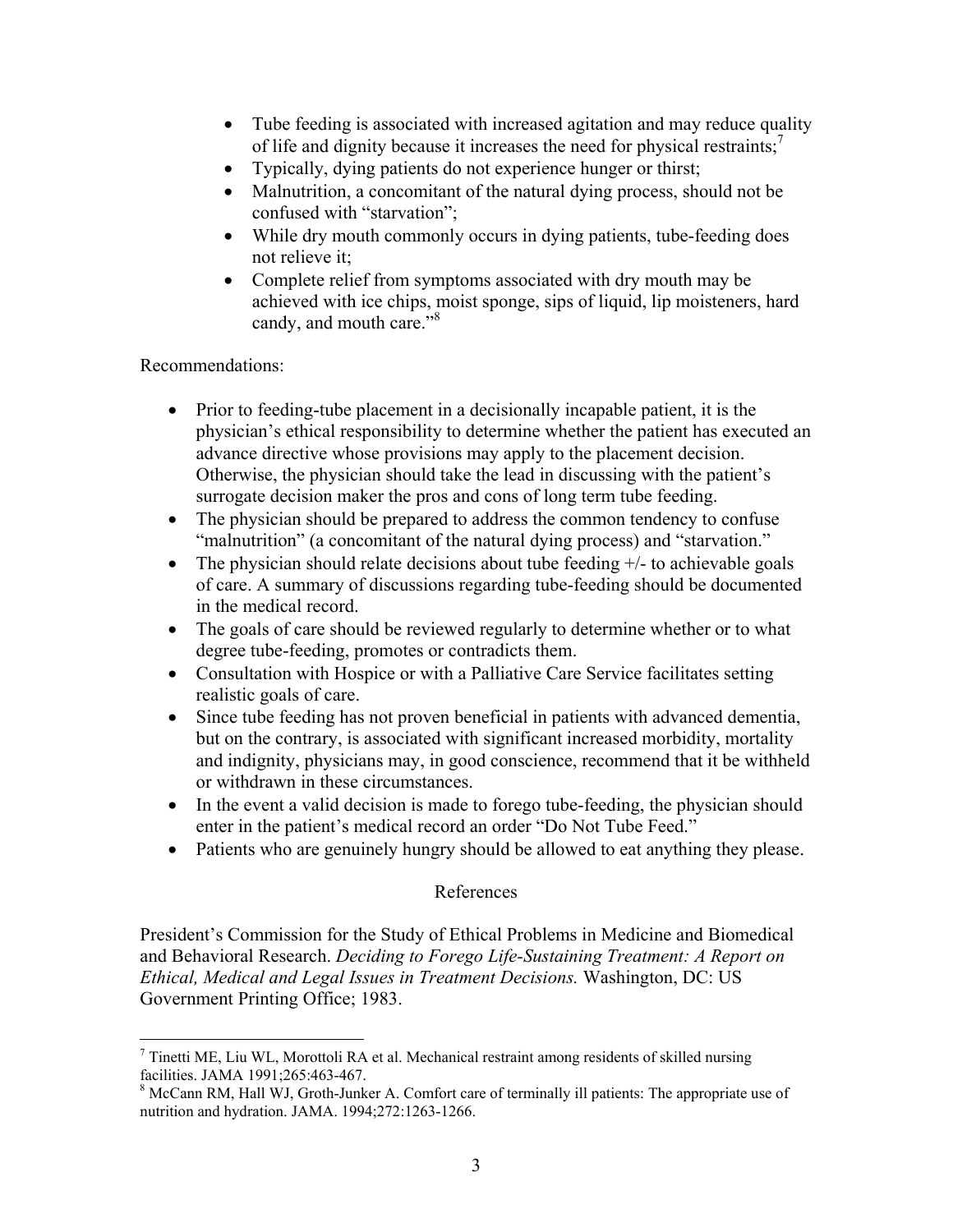- Tube feeding is associated with increased agitation and may reduce quality of life and dignity because it increases the need for physical restraints;[7]
- Typically, dying patients do not experience hunger or thirst;
- Malnutrition, a concomitant of the natural dying process, should not be confused with "starvation";
- While dry mouth commonly occurs in dying patients, tube-feeding does not relieve it;
- Complete relief from symptoms associated with dry mouth may be achieved with ice chips, moist sponge, sips of liquid, lip moisteners, hard candy, and mouth care."[8]

Recommendations:

- Prior to feeding-tube placement in a decisionally incapable patient, it is the physician's ethical responsibility to determine whether the patient has executed an advance directive whose provisions may apply to the placement decision. Otherwise, the physician should take the lead in discussing with the patient's surrogate decision maker the pros and cons of long term tube feeding.
- The physician should be prepared to address the common tendency to confuse "malnutrition" (a concomitant of the natural dying process) and "starvation."
- The physician should relate decisions about tube feeding +/- to achievable goals of care. A summary of discussions regarding tube-feeding should be documented in the medical record.
- The goals of care should be reviewed regularly to determine whether or to what degree tube-feeding, promotes or contradicts them.
- Consultation with Hospice or with a Palliative Care Service facilitates setting realistic goals of care.
- Since tube feeding has not proven beneficial in patients with advanced dementia, but on the contrary, is associated with significant increased morbidity, mortality and indignity, physicians may, in good conscience, recommend that it be withheld or withdrawn in these circumstances.
- In the event a valid decision is made to forego tube-feeding, the physician should enter in the patient's medical record an order "Do Not Tube Feed."
- Patients who are genuinely hungry should be allowed to eat anything they please.

References

President's Commission for the Study of Ethical Problems in Medicine and Biomedical and Behavioral Research. *Deciding to Forego Life-Sustaining Treatment: A Report on Ethical, Medical and Legal Issues in Treatment Decisions.* Washington, DC: US Government Printing Office; 1983.

---

[7] Tinetti ME, Liu WL, Morottoli RA et al. Mechanical restraint among residents of skilled nursing facilities. JAMA 1991;265:463-467.

[8] McCann RM, Hall WJ, Groth-Junker A. Comfort care of terminally ill patients: The appropriate use of nutrition and hydration. JAMA. 1994;272:1263-1266.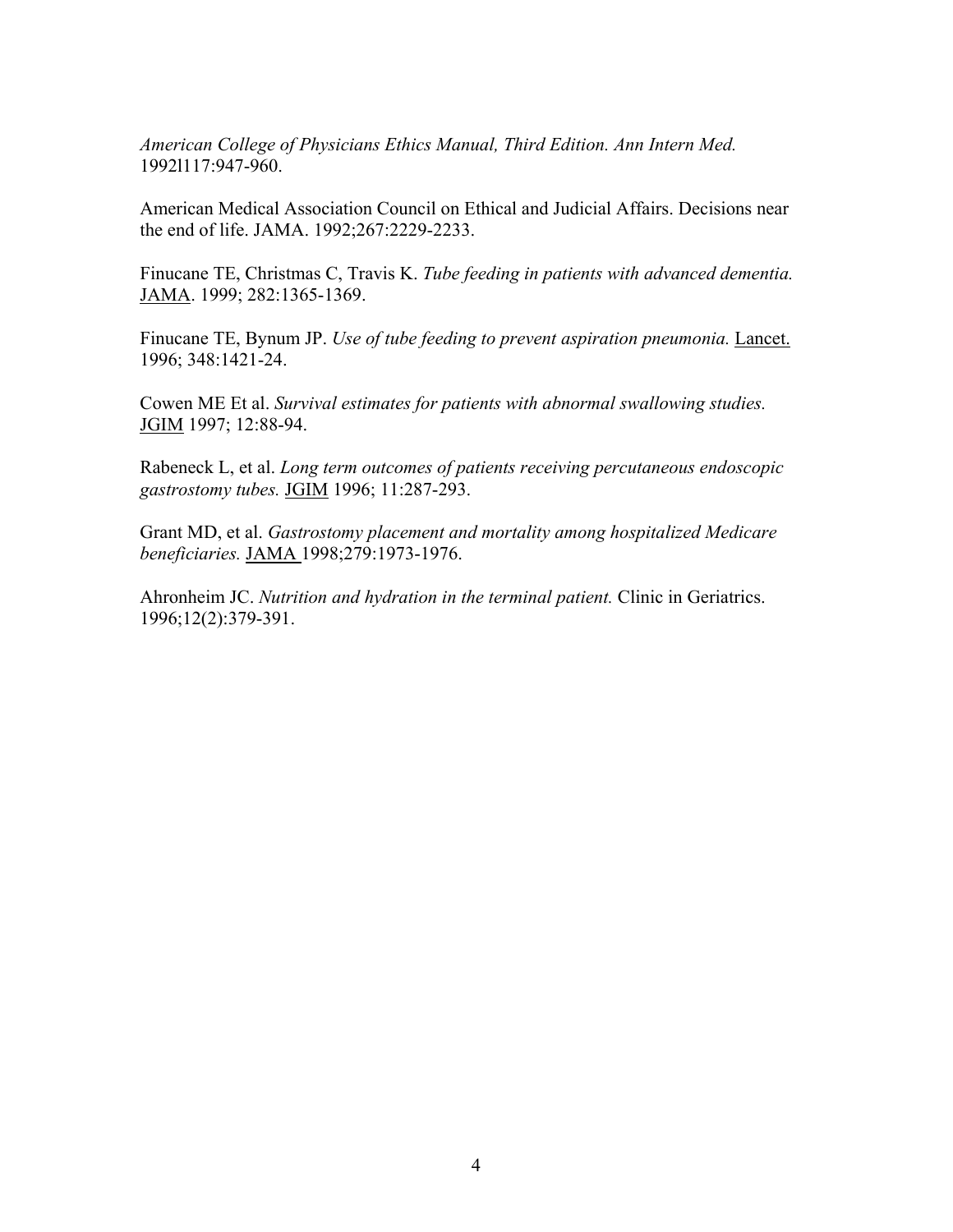*American College of Physicians Ethics Manual, Third Edition. Ann Intern Med.* 1992l117:947-960.

American Medical Association Council on Ethical and Judicial Affairs. Decisions near the end of life. JAMA. 1992;267:2229-2233.

Finucane TE, Christmas C, Travis K. *Tube feeding in patients with advanced dementia.* JAMA. 1999; 282:1365-1369.

Finucane TE, Bynum JP. *Use of tube feeding to prevent aspiration pneumonia.* Lancet. 1996; 348:1421-24.

Cowen ME Et al. *Survival estimates for patients with abnormal swallowing studies.* JGIM 1997; 12:88-94.

Rabeneck L, et al. *Long term outcomes of patients receiving percutaneous endoscopic gastrostomy tubes.* JGIM 1996; 11:287-293.

Grant MD, et al. *Gastrostomy placement and mortality among hospitalized Medicare beneficiaries.* JAMA 1998;279:1973-1976.

Ahronheim JC. *Nutrition and hydration in the terminal patient.* Clinic in Geriatrics. 1996;12(2):379-391.